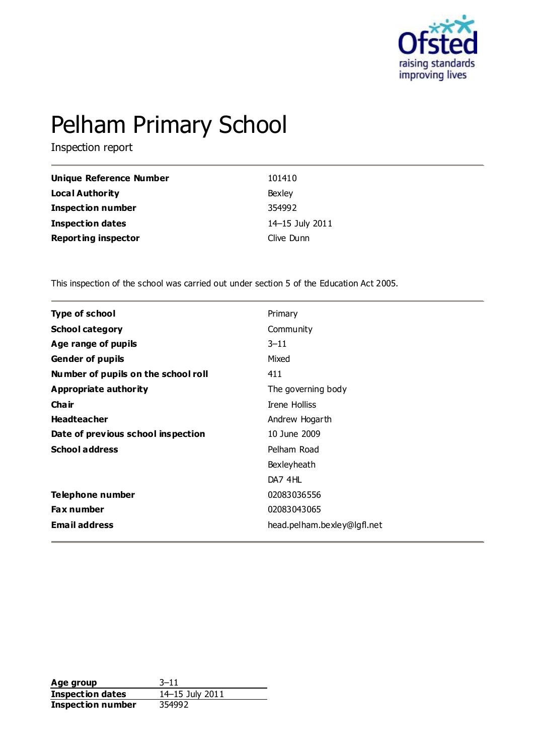# Pelham Primary School

Inspection report

| | |
|---|---|
| **Unique Reference Number** | 101410 |
| **Local Authority** | Bexley |
| **Inspection number** | 354992 |
| **Inspection dates** | 14–15 July 2011 |
| **Reporting inspector** | Clive Dunn |

This inspection of the school was carried out under section 5 of the Education Act 2005.

| | |
|---|---|
| **Type of school** | Primary |
| **School category** | Community |
| **Age range of pupils** | 3–11 |
| **Gender of pupils** | Mixed |
| **Number of pupils on the school roll** | 411 |
| **Appropriate authority** | The governing body |
| **Chair** | Irene Holliss |
| **Headteacher** | Andrew Hogarth |
| **Date of previous school inspection** | 10 June 2009 |
| **School address** | Pelham Road<br>Bexleyheath<br>DA7 4HL |
| **Telephone number** | 02083036556 |
| **Fax number** | 02083043065 |
| **Email address** | head.pelham.bexley@lgfl.net |

| | |
|---|---|
| **Age group** | 3–11 |
| **Inspection dates** | 14–15 July 2011 |
| **Inspection number** | 354992 |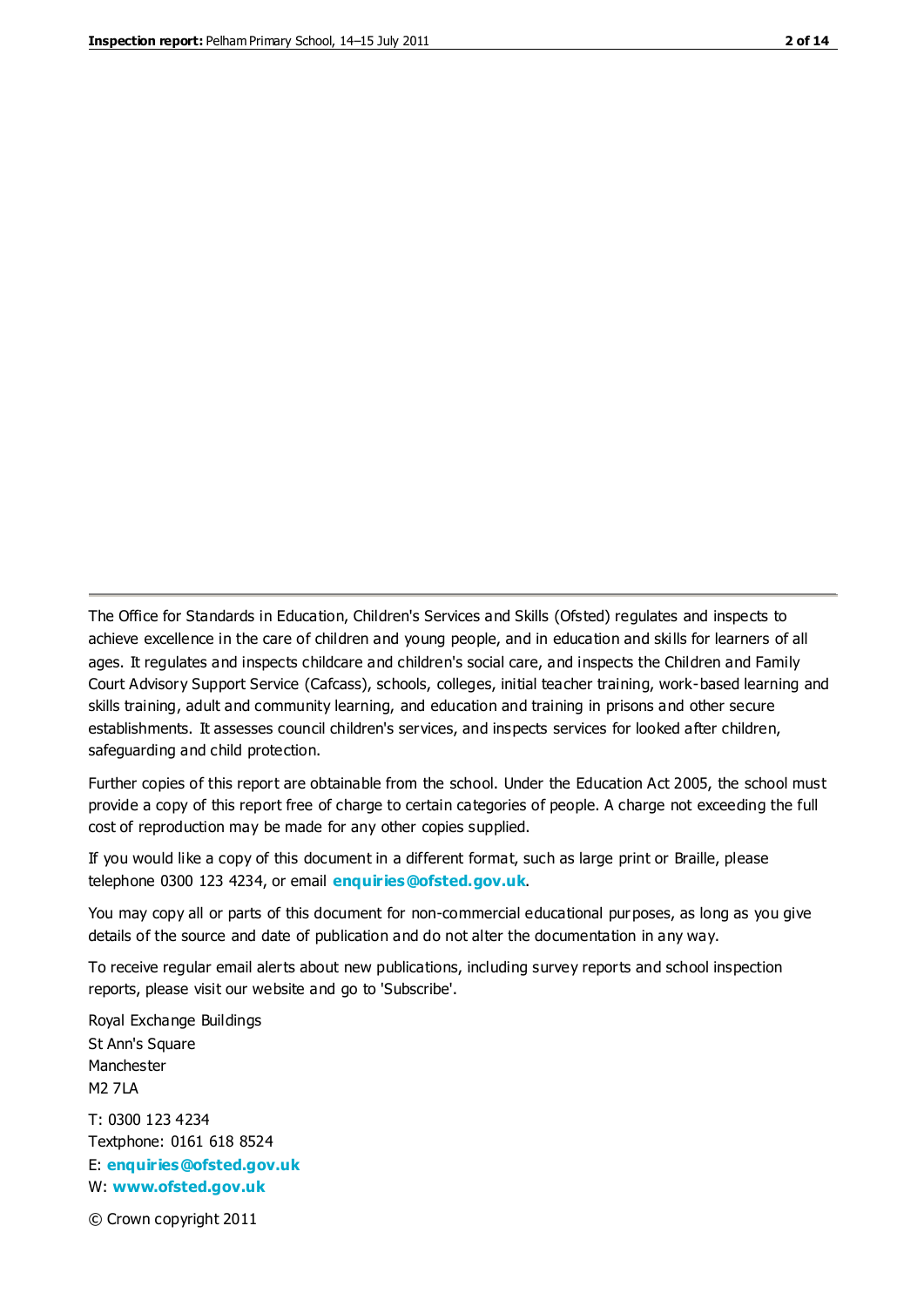The Office for Standards in Education, Children's Services and Skills (Ofsted) regulates and inspects to achieve excellence in the care of children and young people, and in education and skills for learners of all ages. It regulates and inspects childcare and children's social care, and inspects the Children and Family Court Advisory Support Service (Cafcass), schools, colleges, initial teacher training, work-based learning and skills training, adult and community learning, and education and training in prisons and other secure establishments. It assesses council children's services, and inspects services for looked after children, safeguarding and child protection.

Further copies of this report are obtainable from the school. Under the Education Act 2005, the school must provide a copy of this report free of charge to certain categories of people. A charge not exceeding the full cost of reproduction may be made for any other copies supplied.

If you would like a copy of this document in a different format, such as large print or Braille, please telephone 0300 123 4234, or email **enquiries@ofsted.gov.uk**.

You may copy all or parts of this document for non-commercial educational purposes, as long as you give details of the source and date of publication and do not alter the documentation in any way.

To receive regular email alerts about new publications, including survey reports and school inspection reports, please visit our website and go to 'Subscribe'.

Royal Exchange Buildings
St Ann's Square
Manchester
M2 7LA

T: 0300 123 4234
Textphone: 0161 618 8524
E: **enquiries@ofsted.gov.uk**
W: **www.ofsted.gov.uk**

© Crown copyright 2011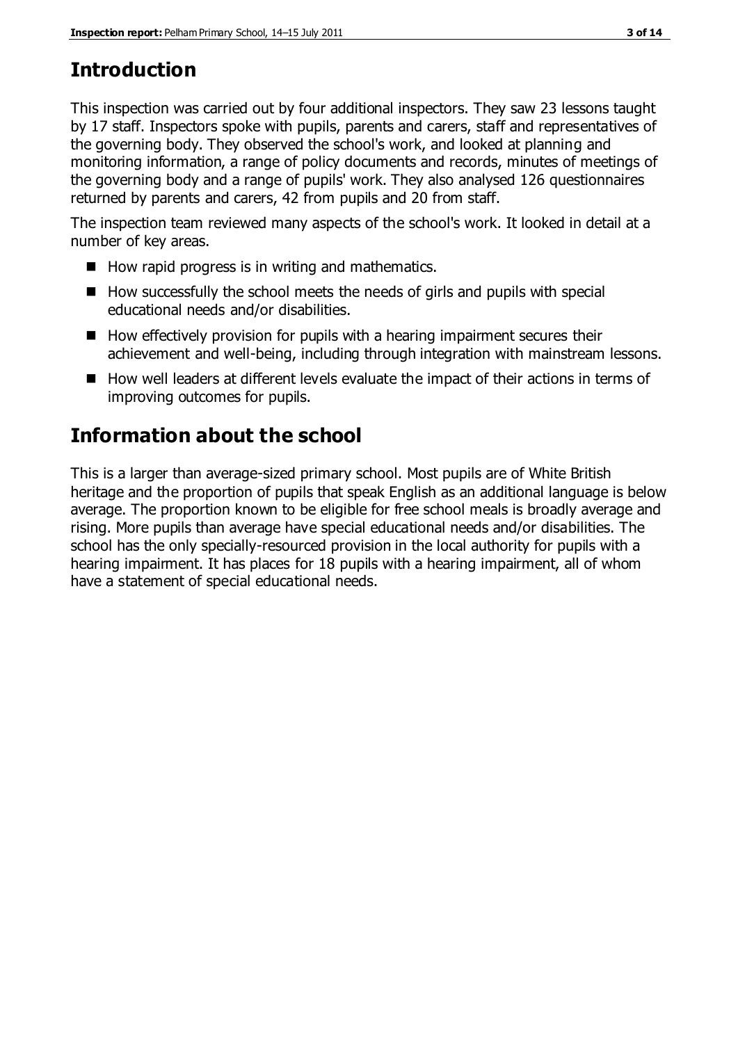## Introduction

This inspection was carried out by four additional inspectors. They saw 23 lessons taught by 17 staff. Inspectors spoke with pupils, parents and carers, staff and representatives of the governing body. They observed the school's work, and looked at planning and monitoring information, a range of policy documents and records, minutes of meetings of the governing body and a range of pupils' work. They also analysed 126 questionnaires returned by parents and carers, 42 from pupils and 20 from staff.

The inspection team reviewed many aspects of the school's work. It looked in detail at a number of key areas.

- How rapid progress is in writing and mathematics.
- How successfully the school meets the needs of girls and pupils with special educational needs and/or disabilities.
- How effectively provision for pupils with a hearing impairment secures their achievement and well-being, including through integration with mainstream lessons.
- How well leaders at different levels evaluate the impact of their actions in terms of improving outcomes for pupils.

## Information about the school

This is a larger than average-sized primary school. Most pupils are of White British heritage and the proportion of pupils that speak English as an additional language is below average. The proportion known to be eligible for free school meals is broadly average and rising. More pupils than average have special educational needs and/or disabilities. The school has the only specially-resourced provision in the local authority for pupils with a hearing impairment. It has places for 18 pupils with a hearing impairment, all of whom have a statement of special educational needs.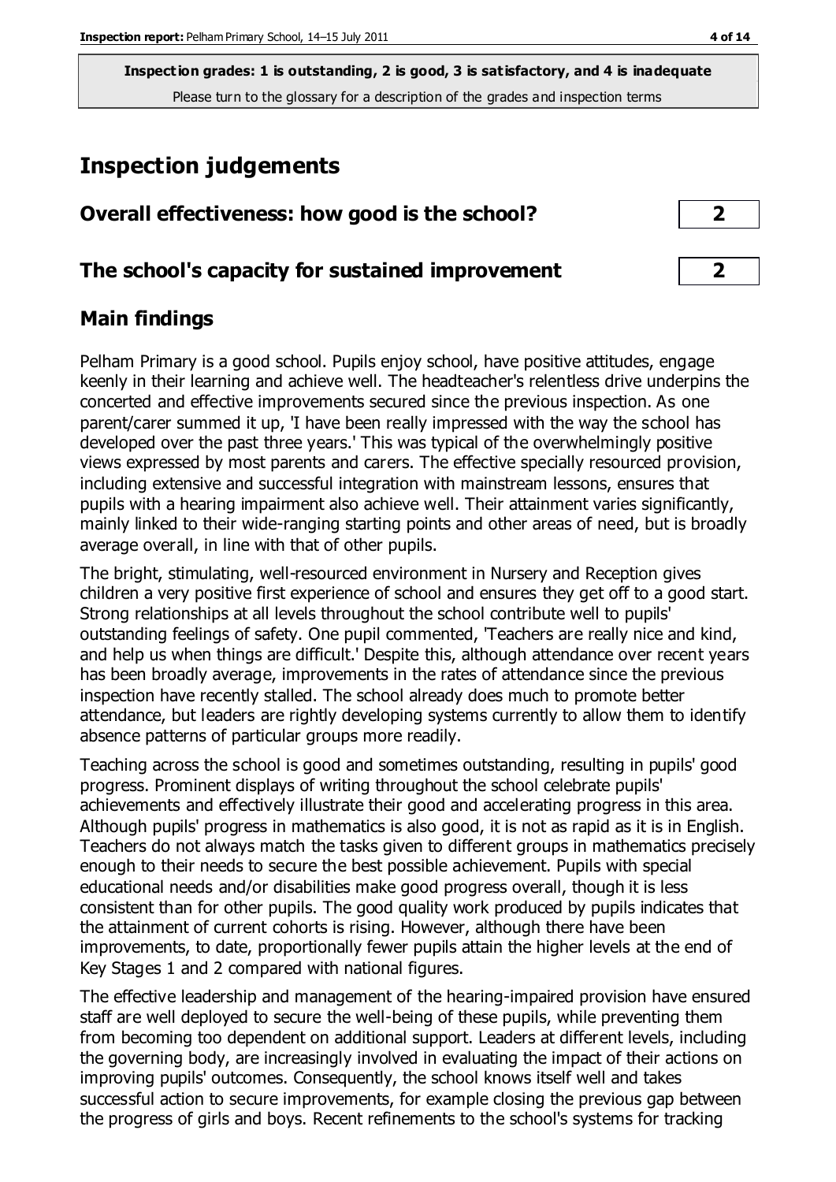**Inspection grades: 1 is outstanding, 2 is good, 3 is satisfactory, and 4 is inadequate**
Please turn to the glossary for a description of the grades and inspection terms

# Inspection judgements

| | |
|---|---|
| **Overall effectiveness: how good is the school?** | **2** |
| **The school's capacity for sustained improvement** | **2** |

## Main findings

Pelham Primary is a good school. Pupils enjoy school, have positive attitudes, engage keenly in their learning and achieve well. The headteacher's relentless drive underpins the concerted and effective improvements secured since the previous inspection. As one parent/carer summed it up, 'I have been really impressed with the way the school has developed over the past three years.' This was typical of the overwhelmingly positive views expressed by most parents and carers. The effective specially resourced provision, including extensive and successful integration with mainstream lessons, ensures that pupils with a hearing impairment also achieve well. Their attainment varies significantly, mainly linked to their wide-ranging starting points and other areas of need, but is broadly average overall, in line with that of other pupils.

The bright, stimulating, well-resourced environment in Nursery and Reception gives children a very positive first experience of school and ensures they get off to a good start. Strong relationships at all levels throughout the school contribute well to pupils' outstanding feelings of safety. One pupil commented, 'Teachers are really nice and kind, and help us when things are difficult.' Despite this, although attendance over recent years has been broadly average, improvements in the rates of attendance since the previous inspection have recently stalled. The school already does much to promote better attendance, but leaders are rightly developing systems currently to allow them to identify absence patterns of particular groups more readily.

Teaching across the school is good and sometimes outstanding, resulting in pupils' good progress. Prominent displays of writing throughout the school celebrate pupils' achievements and effectively illustrate their good and accelerating progress in this area. Although pupils' progress in mathematics is also good, it is not as rapid as it is in English. Teachers do not always match the tasks given to different groups in mathematics precisely enough to their needs to secure the best possible achievement. Pupils with special educational needs and/or disabilities make good progress overall, though it is less consistent than for other pupils. The good quality work produced by pupils indicates that the attainment of current cohorts is rising. However, although there have been improvements, to date, proportionally fewer pupils attain the higher levels at the end of Key Stages 1 and 2 compared with national figures.

The effective leadership and management of the hearing-impaired provision have ensured staff are well deployed to secure the well-being of these pupils, while preventing them from becoming too dependent on additional support. Leaders at different levels, including the governing body, are increasingly involved in evaluating the impact of their actions on improving pupils' outcomes. Consequently, the school knows itself well and takes successful action to secure improvements, for example closing the previous gap between the progress of girls and boys. Recent refinements to the school's systems for tracking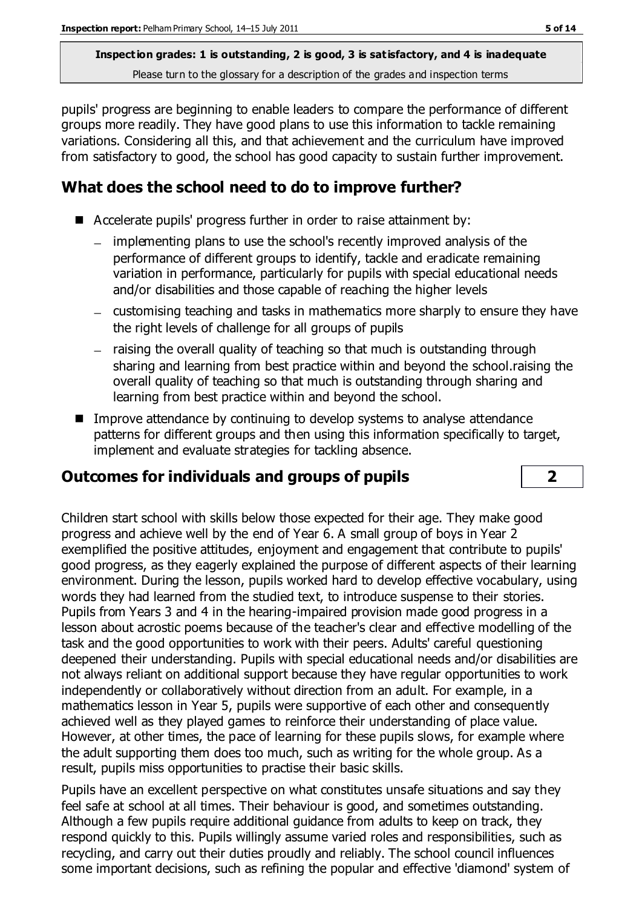pupils' progress are beginning to enable leaders to compare the performance of different groups more readily. They have good plans to use this information to tackle remaining variations. Considering all this, and that achievement and the curriculum have improved from satisfactory to good, the school has good capacity to sustain further improvement.

## What does the school need to do to improve further?

- Accelerate pupils' progress further in order to raise attainment by:
  - implementing plans to use the school's recently improved analysis of the performance of different groups to identify, tackle and eradicate remaining variation in performance, particularly for pupils with special educational needs and/or disabilities and those capable of reaching the higher levels
  - customising teaching and tasks in mathematics more sharply to ensure they have the right levels of challenge for all groups of pupils
  - raising the overall quality of teaching so that much is outstanding through sharing and learning from best practice within and beyond the school.raising the overall quality of teaching so that much is outstanding through sharing and learning from best practice within and beyond the school.
- Improve attendance by continuing to develop systems to analyse attendance patterns for different groups and then using this information specifically to target, implement and evaluate strategies for tackling absence.

## Outcomes for individuals and groups of pupils | 2

Children start school with skills below those expected for their age. They make good progress and achieve well by the end of Year 6. A small group of boys in Year 2 exemplified the positive attitudes, enjoyment and engagement that contribute to pupils' good progress, as they eagerly explained the purpose of different aspects of their learning environment. During the lesson, pupils worked hard to develop effective vocabulary, using words they had learned from the studied text, to introduce suspense to their stories. Pupils from Years 3 and 4 in the hearing-impaired provision made good progress in a lesson about acrostic poems because of the teacher's clear and effective modelling of the task and the good opportunities to work with their peers. Adults' careful questioning deepened their understanding. Pupils with special educational needs and/or disabilities are not always reliant on additional support because they have regular opportunities to work independently or collaboratively without direction from an adult. For example, in a mathematics lesson in Year 5, pupils were supportive of each other and consequently achieved well as they played games to reinforce their understanding of place value. However, at other times, the pace of learning for these pupils slows, for example where the adult supporting them does too much, such as writing for the whole group. As a result, pupils miss opportunities to practise their basic skills.

Pupils have an excellent perspective on what constitutes unsafe situations and say they feel safe at school at all times. Their behaviour is good, and sometimes outstanding. Although a few pupils require additional guidance from adults to keep on track, they respond quickly to this. Pupils willingly assume varied roles and responsibilities, such as recycling, and carry out their duties proudly and reliably. The school council influences some important decisions, such as refining the popular and effective 'diamond' system of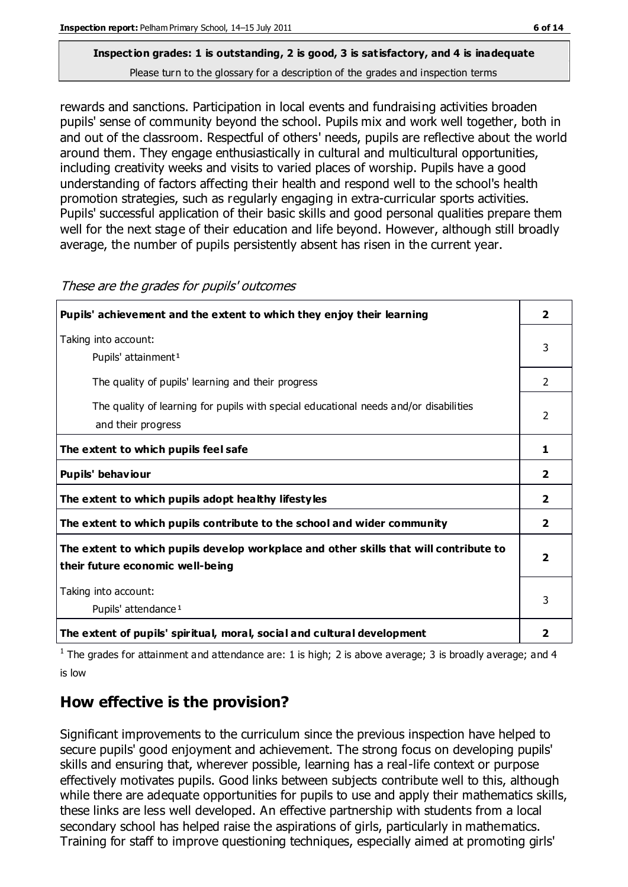**Inspection grades: 1 is outstanding, 2 is good, 3 is satisfactory, and 4 is inadequate**
Please turn to the glossary for a description of the grades and inspection terms

rewards and sanctions. Participation in local events and fundraising activities broaden pupils' sense of community beyond the school. Pupils mix and work well together, both in and out of the classroom. Respectful of others' needs, pupils are reflective about the world around them. They engage enthusiastically in cultural and multicultural opportunities, including creativity weeks and visits to varied places of worship. Pupils have a good understanding of factors affecting their health and respond well to the school's health promotion strategies, such as regularly engaging in extra-curricular sports activities. Pupils' successful application of their basic skills and good personal qualities prepare them well for the next stage of their education and life beyond. However, although still broadly average, the number of pupils persistently absent has risen in the current year.

*These are the grades for pupils' outcomes*

| | |
|---|---|
| **Pupils' achievement and the extent to which they enjoy their learning** | **2** |
| Taking into account: Pupils' attainment[1] | 3 |
| The quality of pupils' learning and their progress | 2 |
| The quality of learning for pupils with special educational needs and/or disabilities and their progress | 2 |
| **The extent to which pupils feel safe** | **1** |
| **Pupils' behaviour** | **2** |
| **The extent to which pupils adopt healthy lifestyles** | **2** |
| **The extent to which pupils contribute to the school and wider community** | **2** |
| **The extent to which pupils develop workplace and other skills that will contribute to their future economic well-being** | **2** |
| Taking into account: Pupils' attendance[1] | 3 |
| **The extent of pupils' spiritual, moral, social and cultural development** | **2** |

[1] The grades for attainment and attendance are: 1 is high; 2 is above average; 3 is broadly average; and 4 is low

## How effective is the provision?

Significant improvements to the curriculum since the previous inspection have helped to secure pupils' good enjoyment and achievement. The strong focus on developing pupils' skills and ensuring that, wherever possible, learning has a real-life context or purpose effectively motivates pupils. Good links between subjects contribute well to this, although while there are adequate opportunities for pupils to use and apply their mathematics skills, these links are less well developed. An effective partnership with students from a local secondary school has helped raise the aspirations of girls, particularly in mathematics. Training for staff to improve questioning techniques, especially aimed at promoting girls'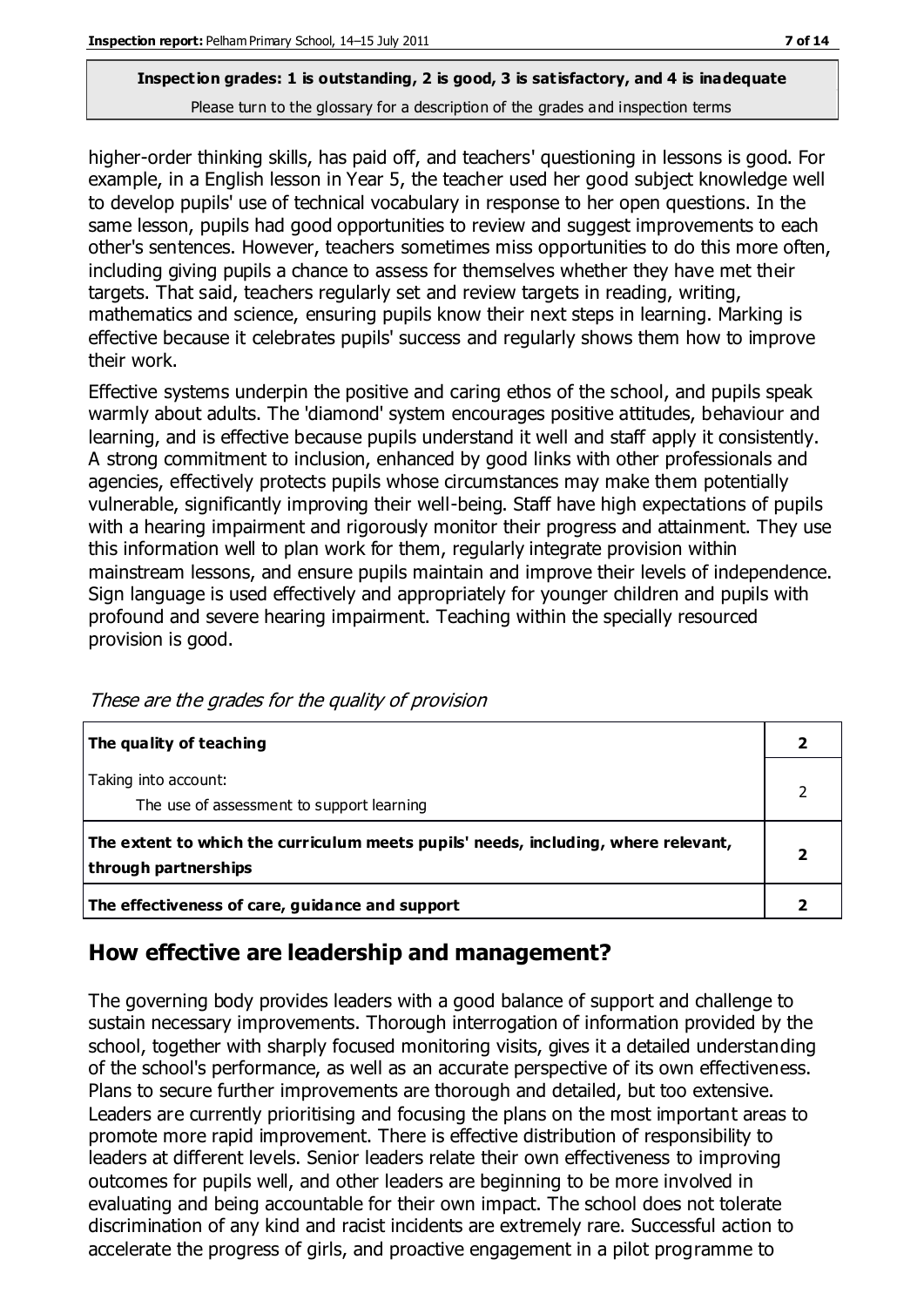**Inspection grades: 1 is outstanding, 2 is good, 3 is satisfactory, and 4 is inadequate**

Please turn to the glossary for a description of the grades and inspection terms

higher-order thinking skills, has paid off, and teachers' questioning in lessons is good. For example, in a English lesson in Year 5, the teacher used her good subject knowledge well to develop pupils' use of technical vocabulary in response to her open questions. In the same lesson, pupils had good opportunities to review and suggest improvements to each other's sentences. However, teachers sometimes miss opportunities to do this more often, including giving pupils a chance to assess for themselves whether they have met their targets. That said, teachers regularly set and review targets in reading, writing, mathematics and science, ensuring pupils know their next steps in learning. Marking is effective because it celebrates pupils' success and regularly shows them how to improve their work.

Effective systems underpin the positive and caring ethos of the school, and pupils speak warmly about adults. The 'diamond' system encourages positive attitudes, behaviour and learning, and is effective because pupils understand it well and staff apply it consistently. A strong commitment to inclusion, enhanced by good links with other professionals and agencies, effectively protects pupils whose circumstances may make them potentially vulnerable, significantly improving their well-being. Staff have high expectations of pupils with a hearing impairment and rigorously monitor their progress and attainment. They use this information well to plan work for them, regularly integrate provision within mainstream lessons, and ensure pupils maintain and improve their levels of independence. Sign language is used effectively and appropriately for younger children and pupils with profound and severe hearing impairment. Teaching within the specially resourced provision is good.

*These are the grades for the quality of provision*

| | |
|---|---|
| **The quality of teaching** | **2** |
| Taking into account:<br>The use of assessment to support learning | 2 |
| **The extent to which the curriculum meets pupils' needs, including, where relevant, through partnerships** | **2** |
| **The effectiveness of care, guidance and support** | **2** |

## How effective are leadership and management?

The governing body provides leaders with a good balance of support and challenge to sustain necessary improvements. Thorough interrogation of information provided by the school, together with sharply focused monitoring visits, gives it a detailed understanding of the school's performance, as well as an accurate perspective of its own effectiveness. Plans to secure further improvements are thorough and detailed, but too extensive. Leaders are currently prioritising and focusing the plans on the most important areas to promote more rapid improvement. There is effective distribution of responsibility to leaders at different levels. Senior leaders relate their own effectiveness to improving outcomes for pupils well, and other leaders are beginning to be more involved in evaluating and being accountable for their own impact. The school does not tolerate discrimination of any kind and racist incidents are extremely rare. Successful action to accelerate the progress of girls, and proactive engagement in a pilot programme to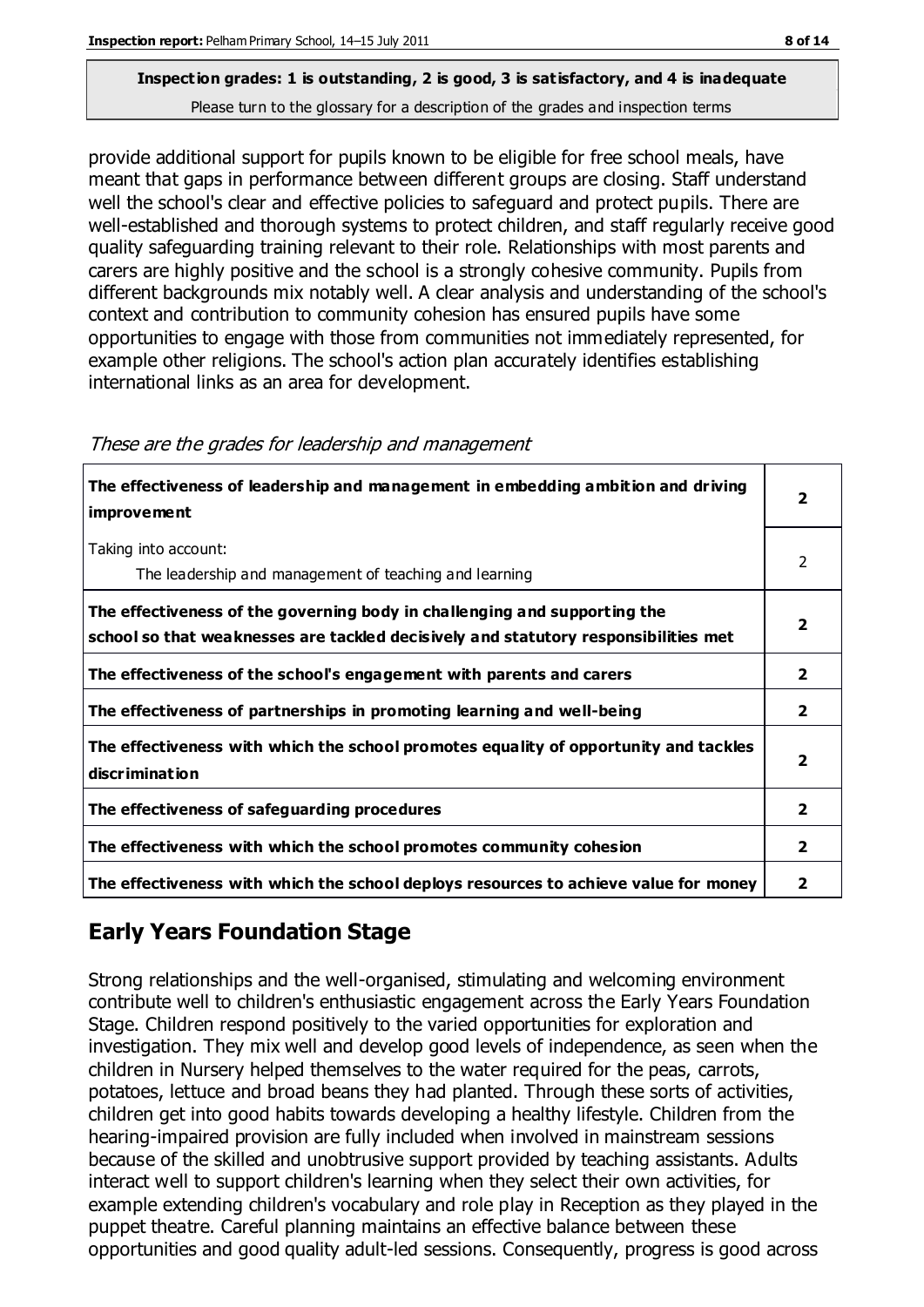**Inspection grades: 1 is outstanding, 2 is good, 3 is satisfactory, and 4 is inadequate**
Please turn to the glossary for a description of the grades and inspection terms

provide additional support for pupils known to be eligible for free school meals, have meant that gaps in performance between different groups are closing. Staff understand well the school's clear and effective policies to safeguard and protect pupils. There are well-established and thorough systems to protect children, and staff regularly receive good quality safeguarding training relevant to their role. Relationships with most parents and carers are highly positive and the school is a strongly cohesive community. Pupils from different backgrounds mix notably well. A clear analysis and understanding of the school's context and contribution to community cohesion has ensured pupils have some opportunities to engage with those from communities not immediately represented, for example other religions. The school's action plan accurately identifies establishing international links as an area for development.

*These are the grades for leadership and management*

| | |
|---|---|
| **The effectiveness of leadership and management in embedding ambition and driving improvement** | **2** |
| Taking into account:<br>The leadership and management of teaching and learning | 2 |
| **The effectiveness of the governing body in challenging and supporting the school so that weaknesses are tackled decisively and statutory responsibilities met** | **2** |
| **The effectiveness of the school's engagement with parents and carers** | **2** |
| **The effectiveness of partnerships in promoting learning and well-being** | **2** |
| **The effectiveness with which the school promotes equality of opportunity and tackles discrimination** | **2** |
| **The effectiveness of safeguarding procedures** | **2** |
| **The effectiveness with which the school promotes community cohesion** | **2** |
| **The effectiveness with which the school deploys resources to achieve value for money** | **2** |

## Early Years Foundation Stage

Strong relationships and the well-organised, stimulating and welcoming environment contribute well to children's enthusiastic engagement across the Early Years Foundation Stage. Children respond positively to the varied opportunities for exploration and investigation. They mix well and develop good levels of independence, as seen when the children in Nursery helped themselves to the water required for the peas, carrots, potatoes, lettuce and broad beans they had planted. Through these sorts of activities, children get into good habits towards developing a healthy lifestyle. Children from the hearing-impaired provision are fully included when involved in mainstream sessions because of the skilled and unobtrusive support provided by teaching assistants. Adults interact well to support children's learning when they select their own activities, for example extending children's vocabulary and role play in Reception as they played in the puppet theatre. Careful planning maintains an effective balance between these opportunities and good quality adult-led sessions. Consequently, progress is good across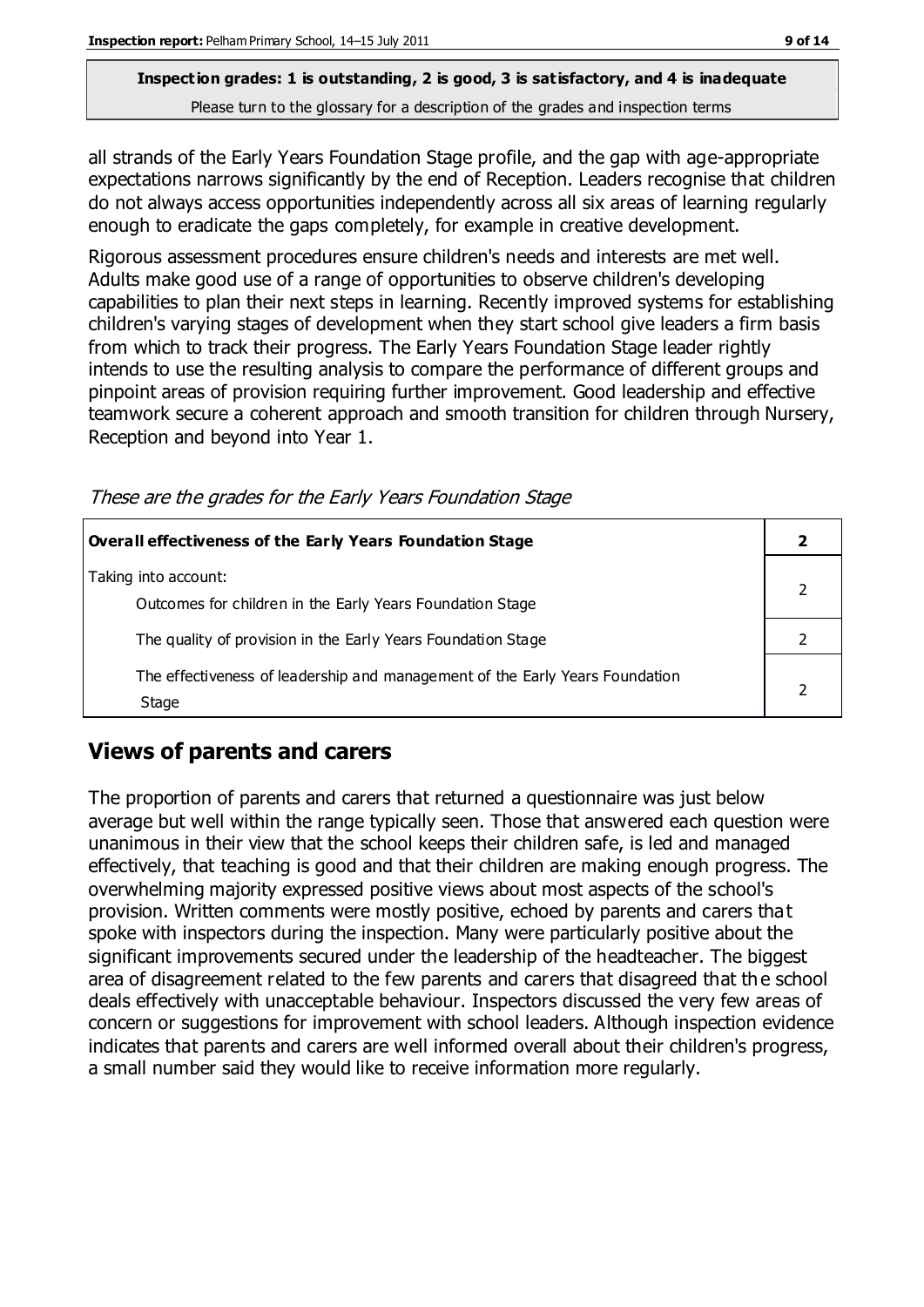**Inspection grades: 1 is outstanding, 2 is good, 3 is satisfactory, and 4 is inadequate**
Please turn to the glossary for a description of the grades and inspection terms

all strands of the Early Years Foundation Stage profile, and the gap with age-appropriate expectations narrows significantly by the end of Reception. Leaders recognise that children do not always access opportunities independently across all six areas of learning regularly enough to eradicate the gaps completely, for example in creative development.

Rigorous assessment procedures ensure children's needs and interests are met well. Adults make good use of a range of opportunities to observe children's developing capabilities to plan their next steps in learning. Recently improved systems for establishing children's varying stages of development when they start school give leaders a firm basis from which to track their progress. The Early Years Foundation Stage leader rightly intends to use the resulting analysis to compare the performance of different groups and pinpoint areas of provision requiring further improvement. Good leadership and effective teamwork secure a coherent approach and smooth transition for children through Nursery, Reception and beyond into Year 1.

*These are the grades for the Early Years Foundation Stage*

| **Overall effectiveness of the Early Years Foundation Stage** | **2** |
|---|---|
| Taking into account:<br>Outcomes for children in the Early Years Foundation Stage | 2 |
| The quality of provision in the Early Years Foundation Stage | 2 |
| The effectiveness of leadership and management of the Early Years Foundation Stage | 2 |

## Views of parents and carers

The proportion of parents and carers that returned a questionnaire was just below average but well within the range typically seen. Those that answered each question were unanimous in their view that the school keeps their children safe, is led and managed effectively, that teaching is good and that their children are making enough progress. The overwhelming majority expressed positive views about most aspects of the school's provision. Written comments were mostly positive, echoed by parents and carers that spoke with inspectors during the inspection. Many were particularly positive about the significant improvements secured under the leadership of the headteacher. The biggest area of disagreement related to the few parents and carers that disagreed that the school deals effectively with unacceptable behaviour. Inspectors discussed the very few areas of concern or suggestions for improvement with school leaders. Although inspection evidence indicates that parents and carers are well informed overall about their children's progress, a small number said they would like to receive information more regularly.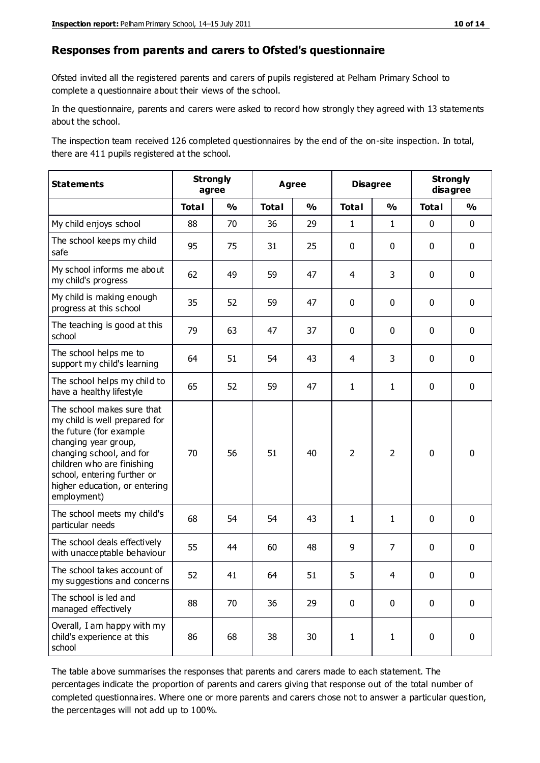## Responses from parents and carers to Ofsted's questionnaire

Ofsted invited all the registered parents and carers of pupils registered at Pelham Primary School to complete a questionnaire about their views of the school.

In the questionnaire, parents and carers were asked to record how strongly they agreed with 13 statements about the school.

The inspection team received 126 completed questionnaires by the end of the on-site inspection. In total, there are 411 pupils registered at the school.

| Statements | Strongly agree | | Agree | | Disagree | | Strongly disagree | |
|---|---|---|---|---|---|---|---|---|
| | Total | % | Total | % | Total | % | Total | % |
| My child enjoys school | 88 | 70 | 36 | 29 | 1 | 1 | 0 | 0 |
| The school keeps my child safe | 95 | 75 | 31 | 25 | 0 | 0 | 0 | 0 |
| My school informs me about my child's progress | 62 | 49 | 59 | 47 | 4 | 3 | 0 | 0 |
| My child is making enough progress at this school | 35 | 52 | 59 | 47 | 0 | 0 | 0 | 0 |
| The teaching is good at this school | 79 | 63 | 47 | 37 | 0 | 0 | 0 | 0 |
| The school helps me to support my child's learning | 64 | 51 | 54 | 43 | 4 | 3 | 0 | 0 |
| The school helps my child to have a healthy lifestyle | 65 | 52 | 59 | 47 | 1 | 1 | 0 | 0 |
| The school makes sure that my child is well prepared for the future (for example changing year group, changing school, and for children who are finishing school, entering further or higher education, or entering employment) | 70 | 56 | 51 | 40 | 2 | 2 | 0 | 0 |
| The school meets my child's particular needs | 68 | 54 | 54 | 43 | 1 | 1 | 0 | 0 |
| The school deals effectively with unacceptable behaviour | 55 | 44 | 60 | 48 | 9 | 7 | 0 | 0 |
| The school takes account of my suggestions and concerns | 52 | 41 | 64 | 51 | 5 | 4 | 0 | 0 |
| The school is led and managed effectively | 88 | 70 | 36 | 29 | 0 | 0 | 0 | 0 |
| Overall, I am happy with my child's experience at this school | 86 | 68 | 38 | 30 | 1 | 1 | 0 | 0 |

The table above summarises the responses that parents and carers made to each statement. The percentages indicate the proportion of parents and carers giving that response out of the total number of completed questionnaires. Where one or more parents and carers chose not to answer a particular question, the percentages will not add up to 100%.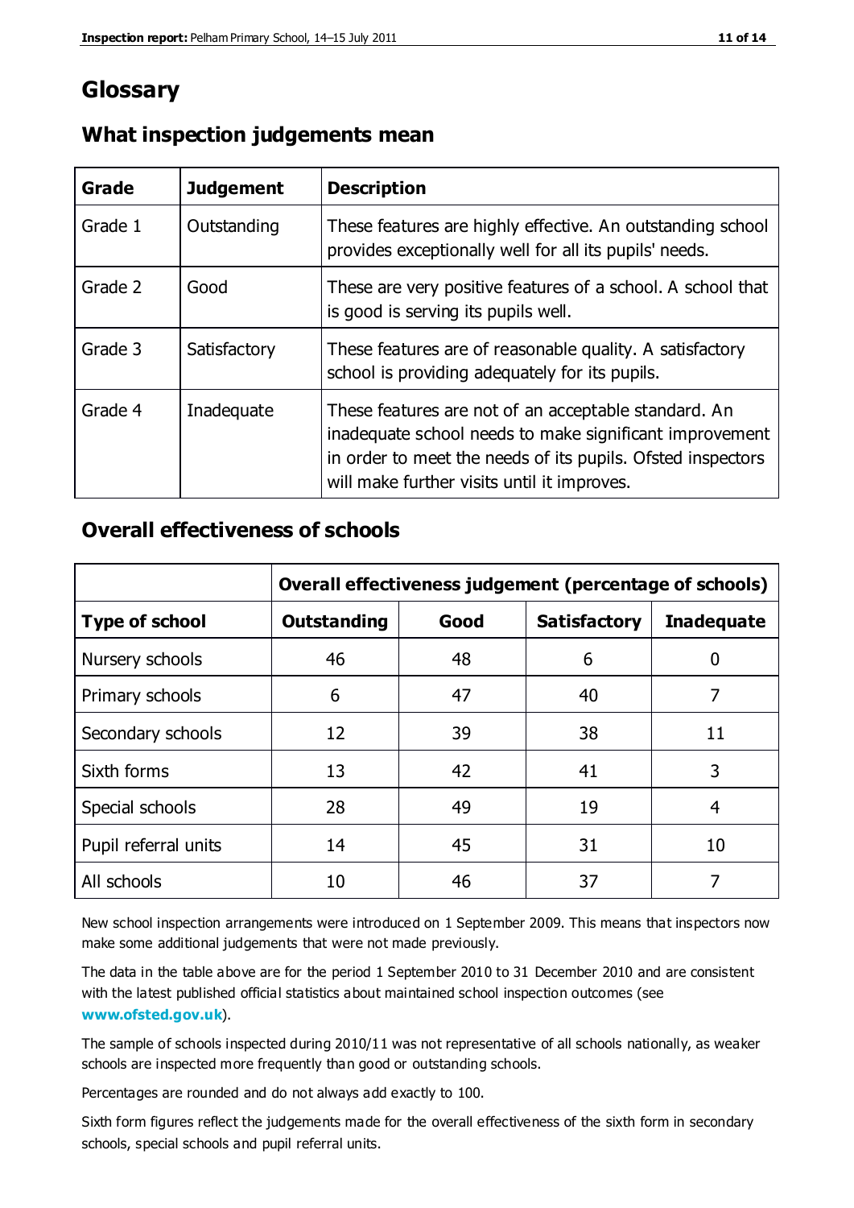# Glossary

## What inspection judgements mean

| Grade | Judgement | Description |
|---|---|---|
| Grade 1 | Outstanding | These features are highly effective. An outstanding school provides exceptionally well for all its pupils' needs. |
| Grade 2 | Good | These are very positive features of a school. A school that is good is serving its pupils well. |
| Grade 3 | Satisfactory | These features are of reasonable quality. A satisfactory school is providing adequately for its pupils. |
| Grade 4 | Inadequate | These features are not of an acceptable standard. An inadequate school needs to make significant improvement in order to meet the needs of its pupils. Ofsted inspectors will make further visits until it improves. |

## Overall effectiveness of schools

| | Overall effectiveness judgement (percentage of schools) | | | |
|---|---|---|---|---|
| **Type of school** | **Outstanding** | **Good** | **Satisfactory** | **Inadequate** |
| Nursery schools | 46 | 48 | 6 | 0 |
| Primary schools | 6 | 47 | 40 | 7 |
| Secondary schools | 12 | 39 | 38 | 11 |
| Sixth forms | 13 | 42 | 41 | 3 |
| Special schools | 28 | 49 | 19 | 4 |
| Pupil referral units | 14 | 45 | 31 | 10 |
| All schools | 10 | 46 | 37 | 7 |

New school inspection arrangements were introduced on 1 September 2009. This means that inspectors now make some additional judgements that were not made previously.

The data in the table above are for the period 1 September 2010 to 31 December 2010 and are consistent with the latest published official statistics about maintained school inspection outcomes (see **www.ofsted.gov.uk**).

The sample of schools inspected during 2010/11 was not representative of all schools nationally, as weaker schools are inspected more frequently than good or outstanding schools.

Percentages are rounded and do not always add exactly to 100.

Sixth form figures reflect the judgements made for the overall effectiveness of the sixth form in secondary schools, special schools and pupil referral units.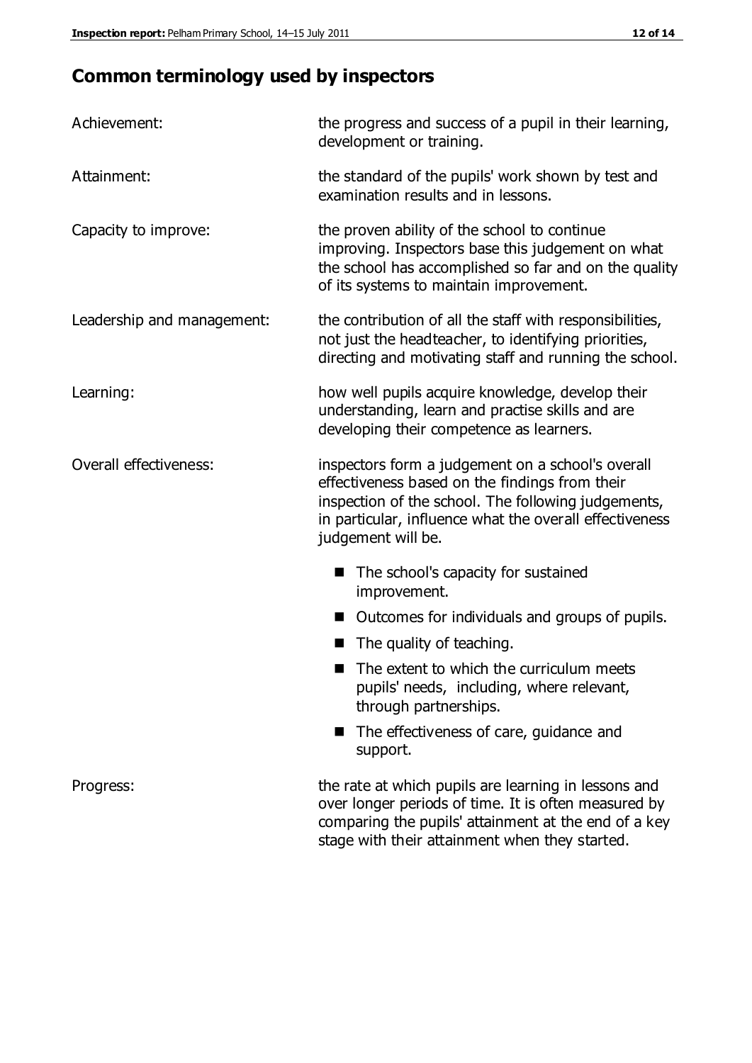## Common terminology used by inspectors

| | |
|---|---|
| Achievement: | the progress and success of a pupil in their learning, development or training. |
| Attainment: | the standard of the pupils' work shown by test and examination results and in lessons. |
| Capacity to improve: | the proven ability of the school to continue improving. Inspectors base this judgement on what the school has accomplished so far and on the quality of its systems to maintain improvement. |
| Leadership and management: | the contribution of all the staff with responsibilities, not just the headteacher, to identifying priorities, directing and motivating staff and running the school. |
| Learning: | how well pupils acquire knowledge, develop their understanding, learn and practise skills and are developing their competence as learners. |
| Overall effectiveness: | inspectors form a judgement on a school's overall effectiveness based on the findings from their inspection of the school. The following judgements, in particular, influence what the overall effectiveness judgement will be. |

- The school's capacity for sustained improvement.
- Outcomes for individuals and groups of pupils.
- The quality of teaching.
- The extent to which the curriculum meets pupils' needs, including, where relevant, through partnerships.
- The effectiveness of care, guidance and support.

| | |
|---|---|
| Progress: | the rate at which pupils are learning in lessons and over longer periods of time. It is often measured by comparing the pupils' attainment at the end of a key stage with their attainment when they started. |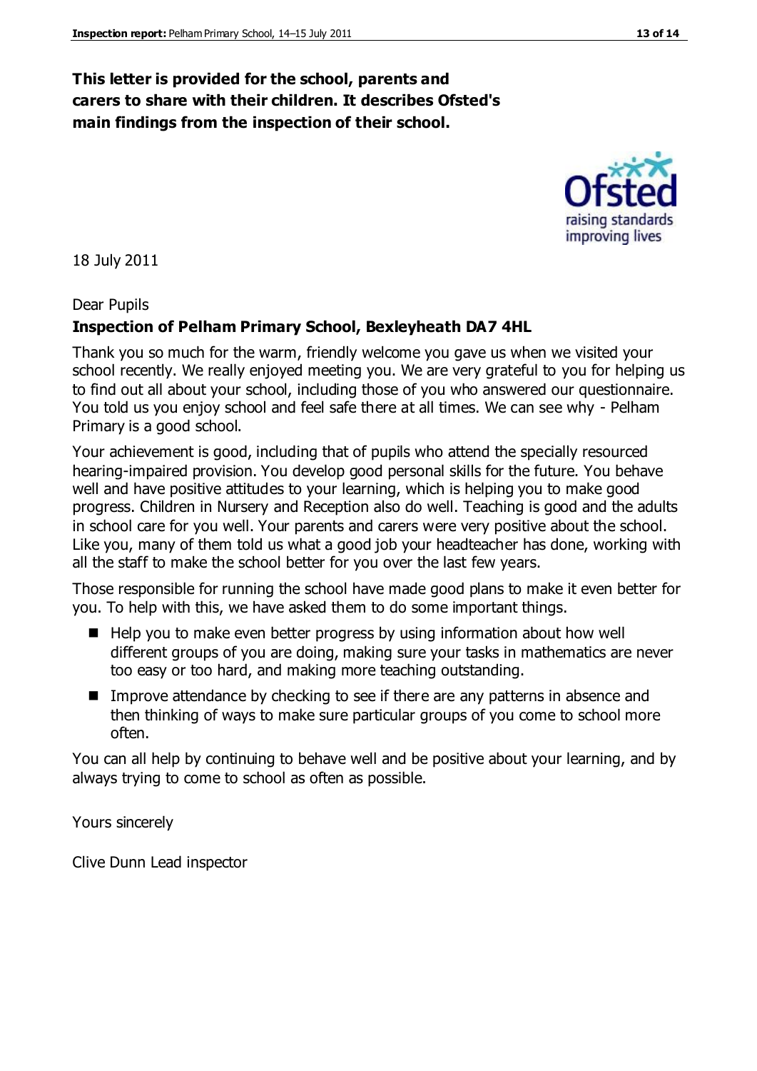**This letter is provided for the school, parents and carers to share with their children. It describes Ofsted's main findings from the inspection of their school.**

18 July 2011

Dear Pupils

**Inspection of Pelham Primary School, Bexleyheath DA7 4HL**

Thank you so much for the warm, friendly welcome you gave us when we visited your school recently. We really enjoyed meeting you. We are very grateful to you for helping us to find out all about your school, including those of you who answered our questionnaire. You told us you enjoy school and feel safe there at all times. We can see why - Pelham Primary is a good school.

Your achievement is good, including that of pupils who attend the specially resourced hearing-impaired provision. You develop good personal skills for the future. You behave well and have positive attitudes to your learning, which is helping you to make good progress. Children in Nursery and Reception also do well. Teaching is good and the adults in school care for you well. Your parents and carers were very positive about the school. Like you, many of them told us what a good job your headteacher has done, working with all the staff to make the school better for you over the last few years.

Those responsible for running the school have made good plans to make it even better for you. To help with this, we have asked them to do some important things.

- Help you to make even better progress by using information about how well different groups of you are doing, making sure your tasks in mathematics are never too easy or too hard, and making more teaching outstanding.
- Improve attendance by checking to see if there are any patterns in absence and then thinking of ways to make sure particular groups of you come to school more often.

You can all help by continuing to behave well and be positive about your learning, and by always trying to come to school as often as possible.

Yours sincerely

Clive Dunn Lead inspector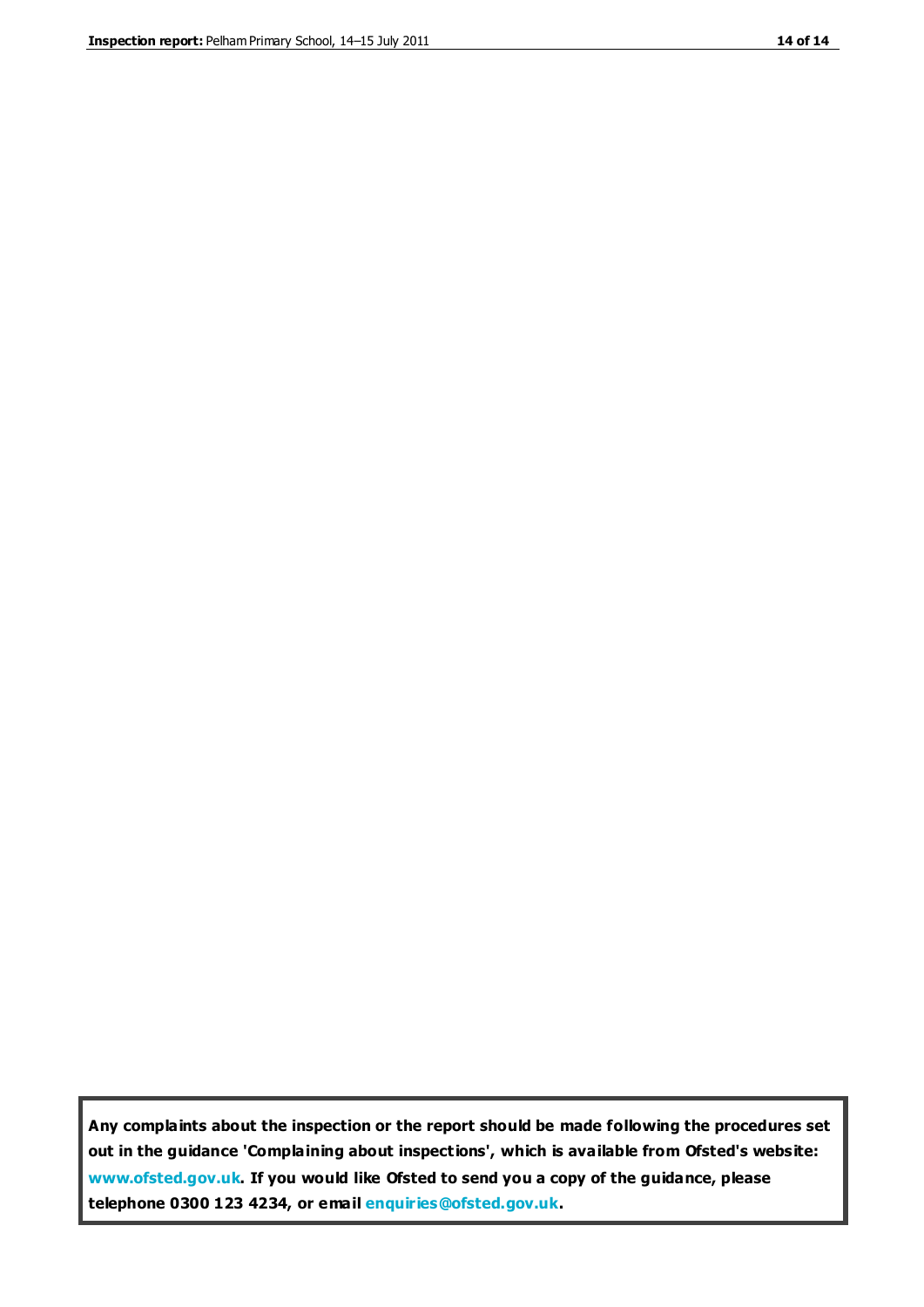**Any complaints about the inspection or the report should be made following the procedures set out in the guidance 'Complaining about inspections', which is available from Ofsted's website: www.ofsted.gov.uk. If you would like Ofsted to send you a copy of the guidance, please telephone 0300 123 4234, or email enquiries@ofsted.gov.uk.**